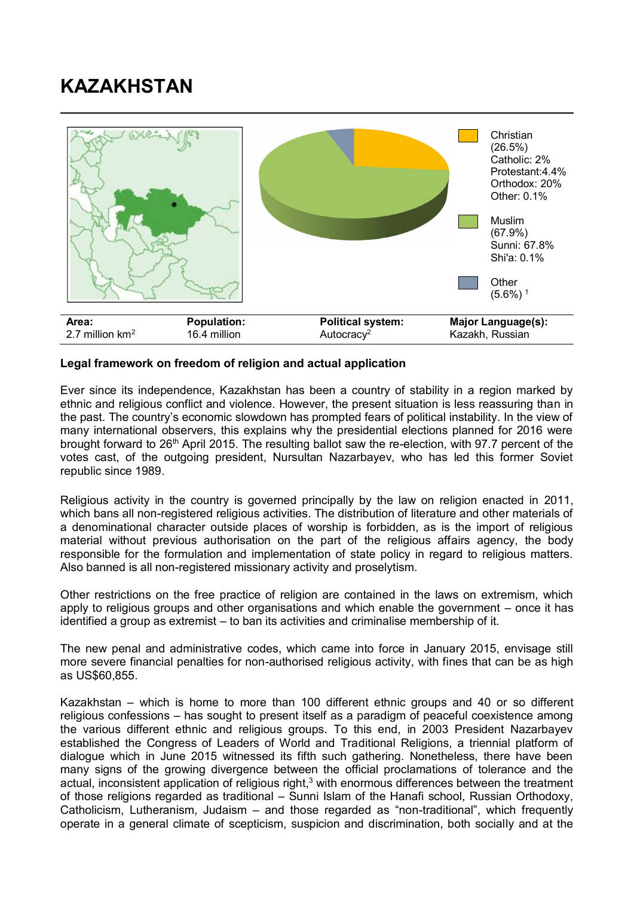# KAZAKHSTAN

Christian (26.5%)
Catholic: 2%
Protestant:4.4%
Orthodox: 20%
Other: 0.1%

Muslim (67.9%)
Sunni: 67.8%
Shi'a: 0.1%

Other (5.6%) [1]

| Area: | Population: | Political system: | Major Language(s): |
|---|---|---|---|
| 2.7 million km$^2$ | 16.4 million | Autocracy[2] | Kazakh, Russian |

**Legal framework on freedom of religion and actual application**

Ever since its independence, Kazakhstan has been a country of stability in a region marked by ethnic and religious conflict and violence. However, the present situation is less reassuring than in the past. The country's economic slowdown has prompted fears of political instability. In the view of many international observers, this explains why the presidential elections planned for 2016 were brought forward to 26th April 2015. The resulting ballot saw the re-election, with 97.7 percent of the votes cast, of the outgoing president, Nursultan Nazarbayev, who has led this former Soviet republic since 1989.

Religious activity in the country is governed principally by the law on religion enacted in 2011, which bans all non-registered religious activities. The distribution of literature and other materials of a denominational character outside places of worship is forbidden, as is the import of religious material without previous authorisation on the part of the religious affairs agency, the body responsible for the formulation and implementation of state policy in regard to religious matters. Also banned is all non-registered missionary activity and proselytism.

Other restrictions on the free practice of religion are contained in the laws on extremism, which apply to religious groups and other organisations and which enable the government – once it has identified a group as extremist – to ban its activities and criminalise membership of it.

The new penal and administrative codes, which came into force in January 2015, envisage still more severe financial penalties for non-authorised religious activity, with fines that can be as high as US$60,855.

Kazakhstan – which is home to more than 100 different ethnic groups and 40 or so different religious confessions – has sought to present itself as a paradigm of peaceful coexistence among the various different ethnic and religious groups. To this end, in 2003 President Nazarbayev established the Congress of Leaders of World and Traditional Religions, a triennial platform of dialogue which in June 2015 witnessed its fifth such gathering. Nonetheless, there have been many signs of the growing divergence between the official proclamations of tolerance and the actual, inconsistent application of religious right,[3] with enormous differences between the treatment of those religions regarded as traditional – Sunni Islam of the Hanafi school, Russian Orthodoxy, Catholicism, Lutheranism, Judaism – and those regarded as "non-traditional", which frequently operate in a general climate of scepticism, suspicion and discrimination, both socially and at the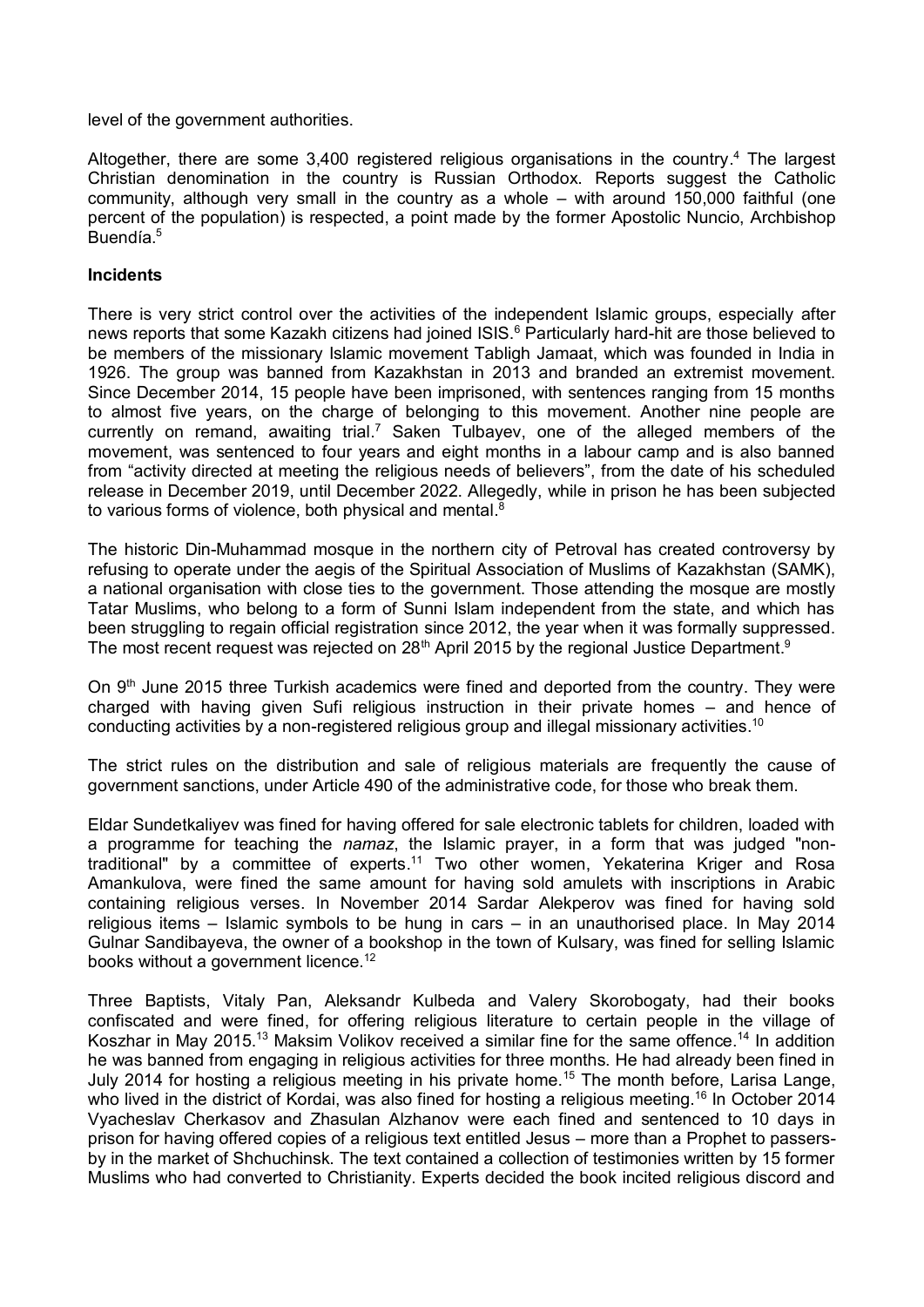level of the government authorities.

Altogether, there are some 3,400 registered religious organisations in the country.[4] The largest Christian denomination in the country is Russian Orthodox. Reports suggest the Catholic community, although very small in the country as a whole – with around 150,000 faithful (one percent of the population) is respected, a point made by the former Apostolic Nuncio, Archbishop Buendía.[5]

**Incidents**

There is very strict control over the activities of the independent Islamic groups, especially after news reports that some Kazakh citizens had joined ISIS.[6] Particularly hard-hit are those believed to be members of the missionary Islamic movement Tabligh Jamaat, which was founded in India in 1926. The group was banned from Kazakhstan in 2013 and branded an extremist movement. Since December 2014, 15 people have been imprisoned, with sentences ranging from 15 months to almost five years, on the charge of belonging to this movement. Another nine people are currently on remand, awaiting trial.[7] Saken Tulbayev, one of the alleged members of the movement, was sentenced to four years and eight months in a labour camp and is also banned from "activity directed at meeting the religious needs of believers", from the date of his scheduled release in December 2019, until December 2022. Allegedly, while in prison he has been subjected to various forms of violence, both physical and mental.[8]

The historic Din-Muhammad mosque in the northern city of Petroval has created controversy by refusing to operate under the aegis of the Spiritual Association of Muslims of Kazakhstan (SAMK), a national organisation with close ties to the government. Those attending the mosque are mostly Tatar Muslims, who belong to a form of Sunni Islam independent from the state, and which has been struggling to regain official registration since 2012, the year when it was formally suppressed. The most recent request was rejected on 28th April 2015 by the regional Justice Department.[9]

On 9th June 2015 three Turkish academics were fined and deported from the country. They were charged with having given Sufi religious instruction in their private homes – and hence of conducting activities by a non-registered religious group and illegal missionary activities.[10]

The strict rules on the distribution and sale of religious materials are frequently the cause of government sanctions, under Article 490 of the administrative code, for those who break them.

Eldar Sundetkaliyev was fined for having offered for sale electronic tablets for children, loaded with a programme for teaching the *namaz*, the Islamic prayer, in a form that was judged "non-traditional" by a committee of experts.[11] Two other women, Yekaterina Kriger and Rosa Amankulova, were fined the same amount for having sold amulets with inscriptions in Arabic containing religious verses. In November 2014 Sardar Alekperov was fined for having sold religious items – Islamic symbols to be hung in cars – in an unauthorised place. In May 2014 Gulnar Sandibayeva, the owner of a bookshop in the town of Kulsary, was fined for selling Islamic books without a government licence.[12]

Three Baptists, Vitaly Pan, Aleksandr Kulbeda and Valery Skorobogaty, had their books confiscated and were fined, for offering religious literature to certain people in the village of Koszhar in May 2015.[13] Maksim Volikov received a similar fine for the same offence.[14] In addition he was banned from engaging in religious activities for three months. He had already been fined in July 2014 for hosting a religious meeting in his private home.[15] The month before, Larisa Lange, who lived in the district of Kordai, was also fined for hosting a religious meeting.[16] In October 2014 Vyacheslav Cherkasov and Zhasulan Alzhanov were each fined and sentenced to 10 days in prison for having offered copies of a religious text entitled Jesus – more than a Prophet to passers-by in the market of Shchuchinsk. The text contained a collection of testimonies written by 15 former Muslims who had converted to Christianity. Experts decided the book incited religious discord and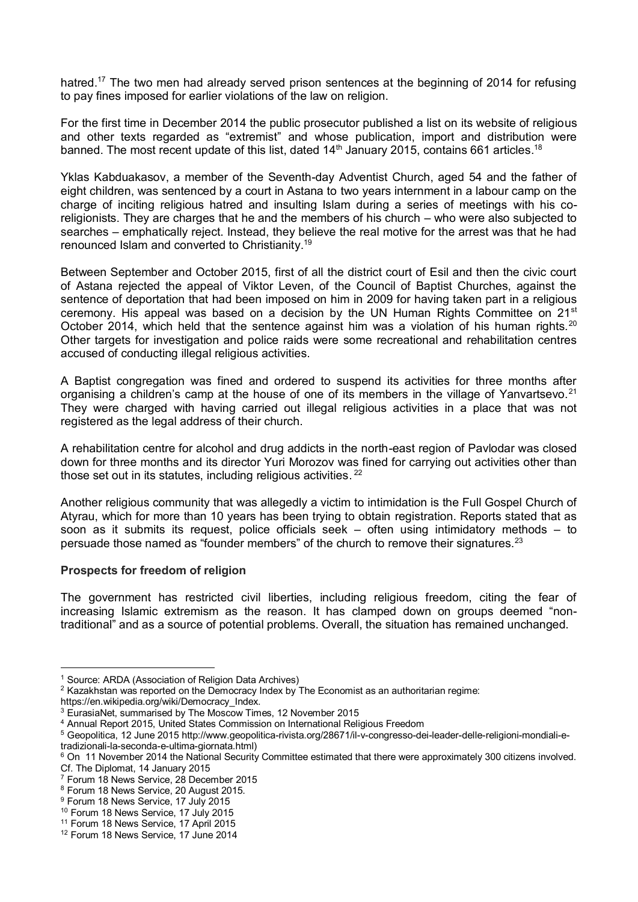hatred.[17] The two men had already served prison sentences at the beginning of 2014 for refusing to pay fines imposed for earlier violations of the law on religion.

For the first time in December 2014 the public prosecutor published a list on its website of religious and other texts regarded as "extremist" and whose publication, import and distribution were banned. The most recent update of this list, dated 14th January 2015, contains 661 articles.[18]

Yklas Kabduakasov, a member of the Seventh-day Adventist Church, aged 54 and the father of eight children, was sentenced by a court in Astana to two years internment in a labour camp on the charge of inciting religious hatred and insulting Islam during a series of meetings with his co-religionists. They are charges that he and the members of his church – who were also subjected to searches – emphatically reject. Instead, they believe the real motive for the arrest was that he had renounced Islam and converted to Christianity.[19]

Between September and October 2015, first of all the district court of Esil and then the civic court of Astana rejected the appeal of Viktor Leven, of the Council of Baptist Churches, against the sentence of deportation that had been imposed on him in 2009 for having taken part in a religious ceremony. His appeal was based on a decision by the UN Human Rights Committee on 21st October 2014, which held that the sentence against him was a violation of his human rights.[20] Other targets for investigation and police raids were some recreational and rehabilitation centres accused of conducting illegal religious activities.

A Baptist congregation was fined and ordered to suspend its activities for three months after organising a children's camp at the house of one of its members in the village of Yanvartsevo.[21] They were charged with having carried out illegal religious activities in a place that was not registered as the legal address of their church.

A rehabilitation centre for alcohol and drug addicts in the north-east region of Pavlodar was closed down for three months and its director Yuri Morozov was fined for carrying out activities other than those set out in its statutes, including religious activities.[22]

Another religious community that was allegedly a victim to intimidation is the Full Gospel Church of Atyrau, which for more than 10 years has been trying to obtain registration. Reports stated that as soon as it submits its request, police officials seek – often using intimidatory methods – to persuade those named as "founder members" of the church to remove their signatures.[23]

**Prospects for freedom of religion**

The government has restricted civil liberties, including religious freedom, citing the fear of increasing Islamic extremism as the reason. It has clamped down on groups deemed "non-traditional" and as a source of potential problems. Overall, the situation has remained unchanged.

---

[1] Source: ARDA (Association of Religion Data Archives)

[2] Kazakhstan was reported on the Democracy Index by The Economist as an authoritarian regime: https://en.wikipedia.org/wiki/Democracy_Index.

[3] EurasiaNet, summarised by The Moscow Times, 12 November 2015

[4] Annual Report 2015, United States Commission on International Religious Freedom

[5] Geopolitica, 12 June 2015 http://www.geopolitica-rivista.org/28671/il-v-congresso-dei-leader-delle-religioni-mondiali-e-tradizionali-la-seconda-e-ultima-giornata.html)

[6] On 11 November 2014 the National Security Committee estimated that there were approximately 300 citizens involved. Cf. The Diplomat, 14 January 2015

[7] Forum 18 News Service, 28 December 2015

[8] Forum 18 News Service, 20 August 2015.

[9] Forum 18 News Service, 17 July 2015

[10] Forum 18 News Service, 17 July 2015

[11] Forum 18 News Service, 17 April 2015

[12] Forum 18 News Service, 17 June 2014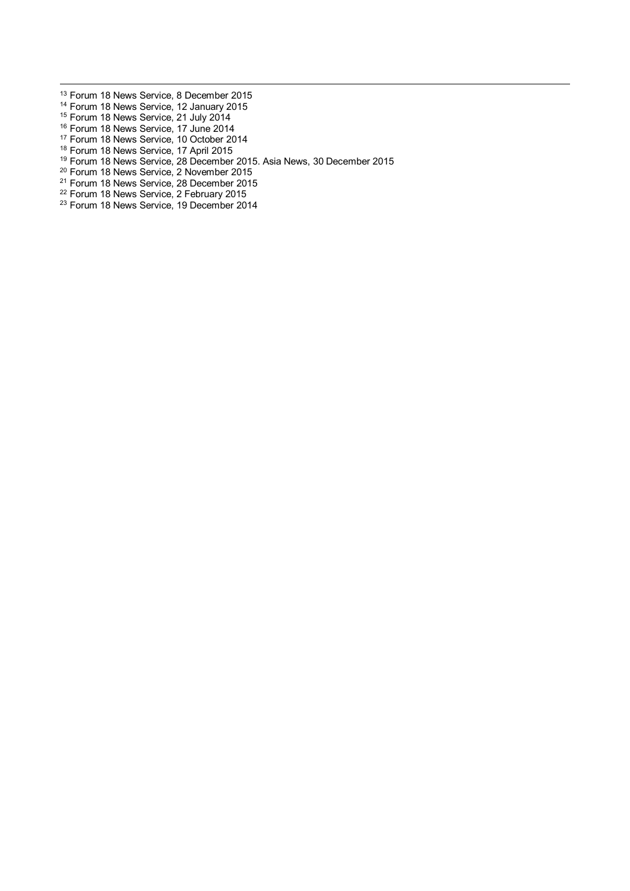[13] Forum 18 News Service, 8 December 2015
[14] Forum 18 News Service, 12 January 2015
[15] Forum 18 News Service, 21 July 2014
[16] Forum 18 News Service, 17 June 2014
[17] Forum 18 News Service, 10 October 2014
[18] Forum 18 News Service, 17 April 2015
[19] Forum 18 News Service, 28 December 2015. Asia News, 30 December 2015
[20] Forum 18 News Service, 2 November 2015
[21] Forum 18 News Service, 28 December 2015
[22] Forum 18 News Service, 2 February 2015
[23] Forum 18 News Service, 19 December 2014